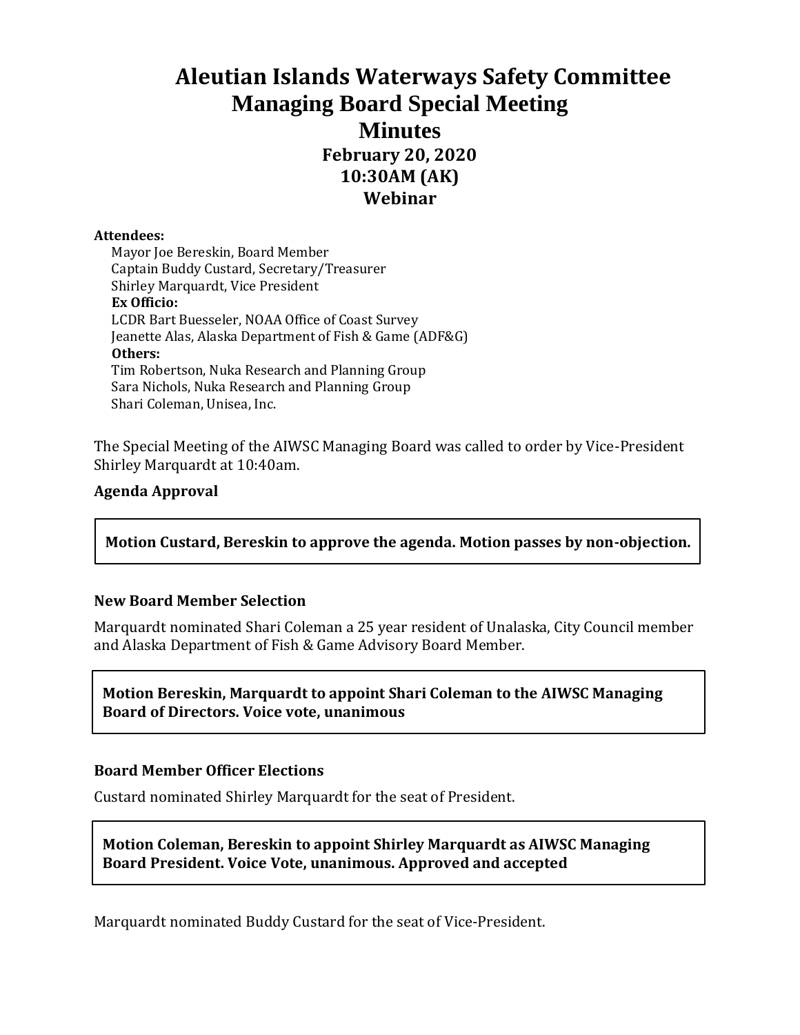# Aleutian Islands Waterways Safety Committee
## Managing Board Special Meeting
## Minutes
### February 20, 2020
### 10:30AM (AK)
### Webinar

**Attendees:**

Mayor Joe Bereskin, Board Member
Captain Buddy Custard, Secretary/Treasurer
Shirley Marquardt, Vice President

**Ex Officio:**

LCDR Bart Buesseler, NOAA Office of Coast Survey
Jeanette Alas, Alaska Department of Fish & Game (ADF&G)

**Others:**

Tim Robertson, Nuka Research and Planning Group
Sara Nichols, Nuka Research and Planning Group
Shari Coleman, Unisea, Inc.

The Special Meeting of the AIWSC Managing Board was called to order by Vice-President Shirley Marquardt at 10:40am.

**Agenda Approval**

**Motion Custard, Bereskin to approve the agenda. Motion passes by non-objection.**

**New Board Member Selection**

Marquardt nominated Shari Coleman a 25 year resident of Unalaska, City Council member and Alaska Department of Fish & Game Advisory Board Member.

**Motion Bereskin, Marquardt to appoint Shari Coleman to the AIWSC Managing Board of Directors. Voice vote, unanimous**

**Board Member Officer Elections**

Custard nominated Shirley Marquardt for the seat of President.

**Motion Coleman, Bereskin to appoint Shirley Marquardt as AIWSC Managing Board President. Voice Vote, unanimous. Approved and accepted**

Marquardt nominated Buddy Custard for the seat of Vice-President.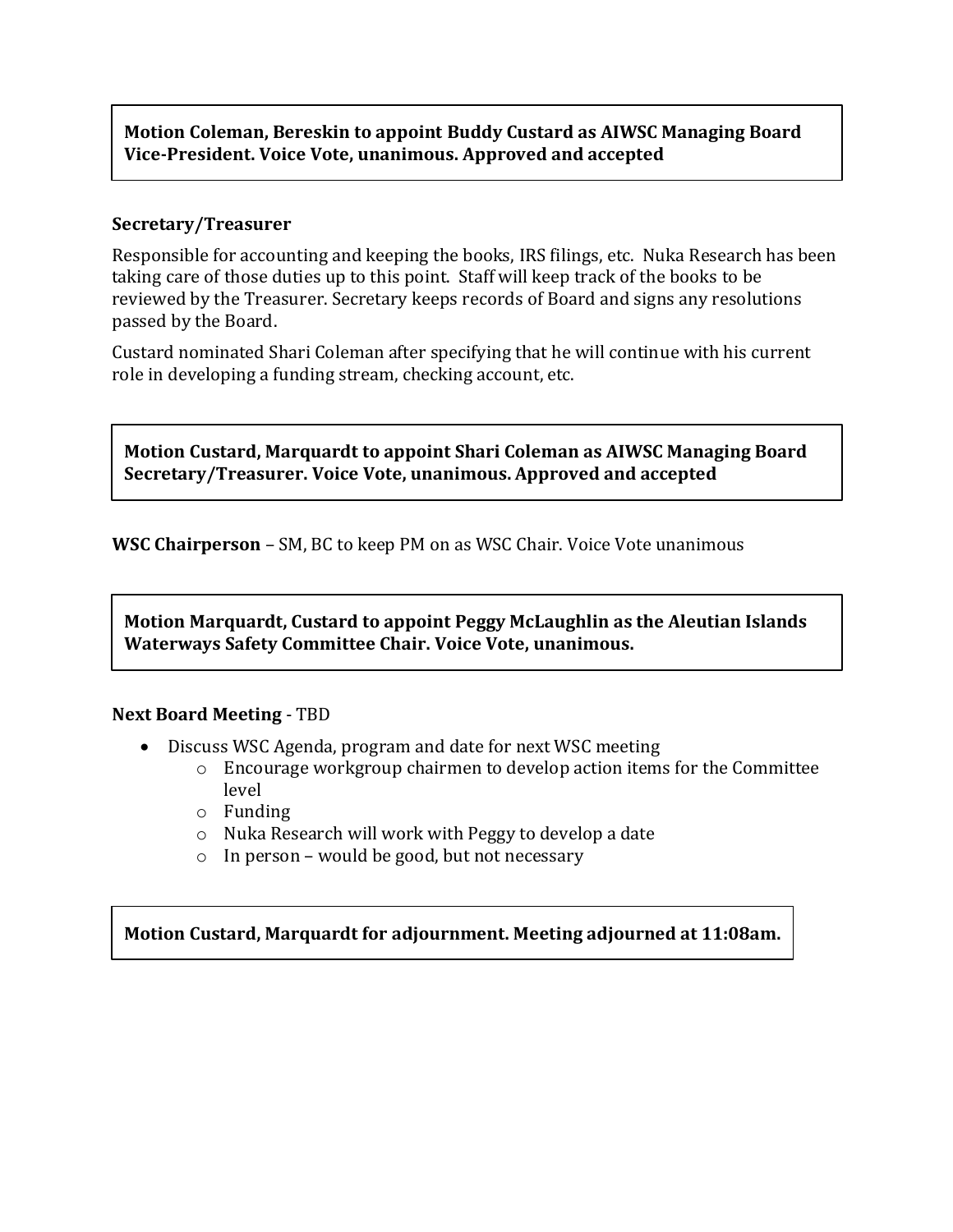**Motion Coleman, Bereskin to appoint Buddy Custard as AIWSC Managing Board Vice-President. Voice Vote, unanimous. Approved and accepted**

### Secretary/Treasurer

Responsible for accounting and keeping the books, IRS filings, etc. Nuka Research has been taking care of those duties up to this point. Staff will keep track of the books to be reviewed by the Treasurer. Secretary keeps records of Board and signs any resolutions passed by the Board.

Custard nominated Shari Coleman after specifying that he will continue with his current role in developing a funding stream, checking account, etc.

**Motion Custard, Marquardt to appoint Shari Coleman as AIWSC Managing Board Secretary/Treasurer. Voice Vote, unanimous. Approved and accepted**

**WSC Chairperson** – SM, BC to keep PM on as WSC Chair. Voice Vote unanimous

**Motion Marquardt, Custard to appoint Peggy McLaughlin as the Aleutian Islands Waterways Safety Committee Chair. Voice Vote, unanimous.**

**Next Board Meeting** - TBD

- Discuss WSC Agenda, program and date for next WSC meeting
  - Encourage workgroup chairmen to develop action items for the Committee level
  - Funding
  - Nuka Research will work with Peggy to develop a date
  - In person – would be good, but not necessary

**Motion Custard, Marquardt for adjournment. Meeting adjourned at 11:08am.**